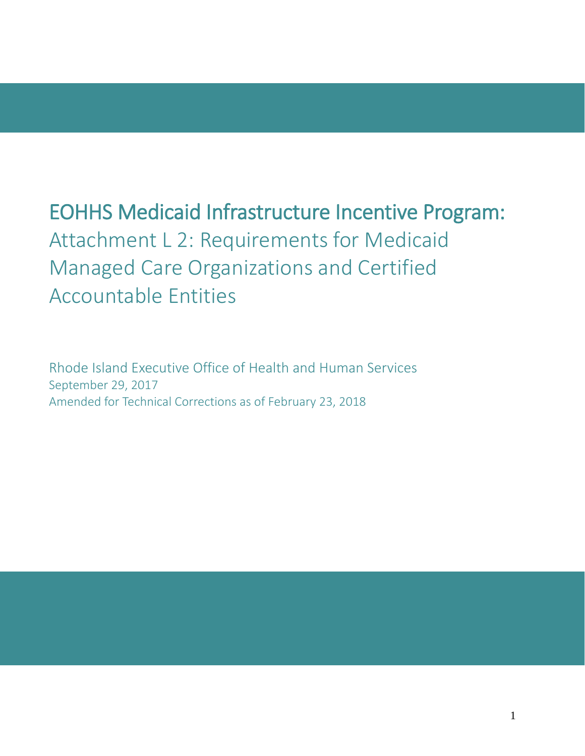# EOHHS Medicaid Infrastructure Incentive Program:

## Attachment L 2: Requirements for Medicaid Managed Care Organizations and Certified Accountable Entities

Rhode Island Executive Office of Health and Human Services
September 29, 2017
Amended for Technical Corrections as of February 23, 2018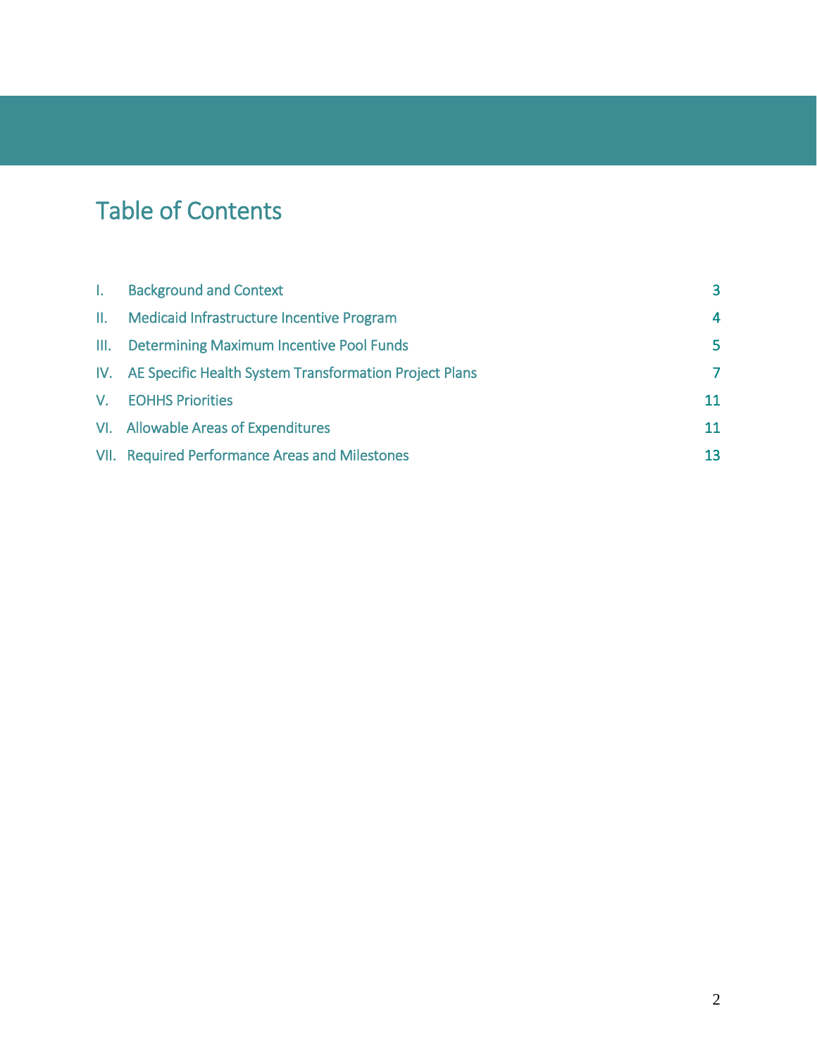# Table of Contents

| | | |
|---|---|---|
| I. | Background and Context | 3 |
| II. | Medicaid Infrastructure Incentive Program | 4 |
| III. | Determining Maximum Incentive Pool Funds | 5 |
| IV. | AE Specific Health System Transformation Project Plans | 7 |
| V. | EOHHS Priorities | 11 |
| VI. | Allowable Areas of Expenditures | 11 |
| VII. | Required Performance Areas and Milestones | 13 |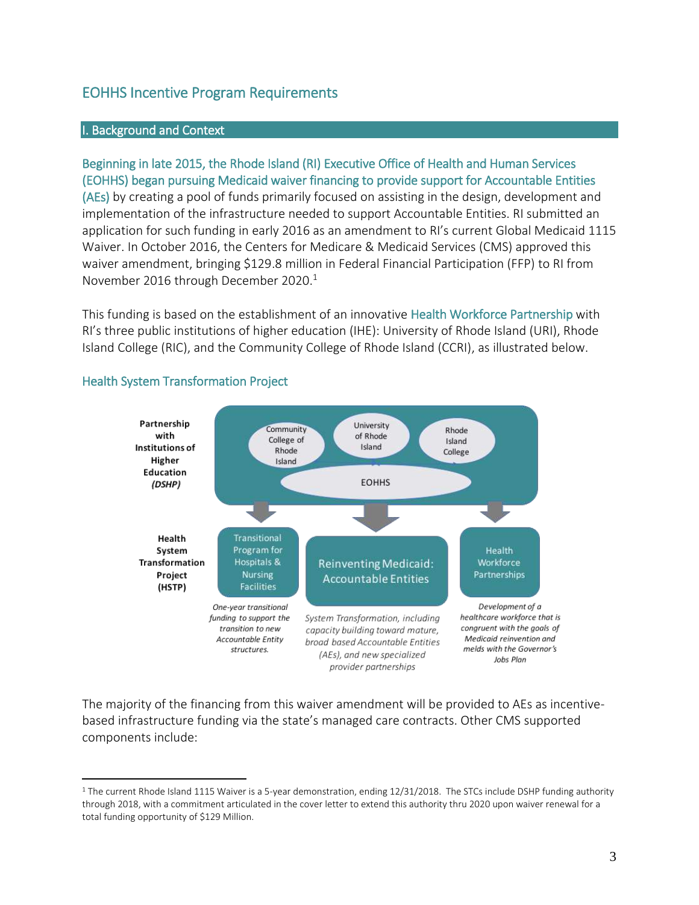## EOHHS Incentive Program Requirements

### I. Background and Context

Beginning in late 2015, the Rhode Island (RI) Executive Office of Health and Human Services (EOHHS) began pursuing Medicaid waiver financing to provide support for Accountable Entities (AEs) by creating a pool of funds primarily focused on assisting in the design, development and implementation of the infrastructure needed to support Accountable Entities. RI submitted an application for such funding in early 2016 as an amendment to RI's current Global Medicaid 1115 Waiver. In October 2016, the Centers for Medicare & Medicaid Services (CMS) approved this waiver amendment, bringing $129.8 million in Federal Financial Participation (FFP) to RI from November 2016 through December 2020.[1]

This funding is based on the establishment of an innovative Health Workforce Partnership with RI's three public institutions of higher education (IHE): University of Rhode Island (URI), Rhode Island College (RIC), and the Community College of Rhode Island (CCRI), as illustrated below.

#### Health System Transformation Project

**Partnership with Institutions of Higher Education *(DSHP)***

- Community College of Rhode Island
- University of Rhode Island
- Rhode Island College
- EOHHS

**Health System Transformation Project (HSTP)**

- **Transitional Program for Hospitals & Nursing Facilities** — *One-year transitional funding to support the transition to new Accountable Entity structures.*
- **Reinventing Medicaid: Accountable Entities** — *System Transformation, including capacity building toward mature, broad based Accountable Entities (AEs), and new specialized provider partnerships*
- **Health Workforce Partnerships** — *Development of a healthcare workforce that is congruent with the goals of Medicaid reinvention and melds with the Governor's Jobs Plan*

The majority of the financing from this waiver amendment will be provided to AEs as incentive-based infrastructure funding via the state's managed care contracts. Other CMS supported components include:

---

[1] The current Rhode Island 1115 Waiver is a 5-year demonstration, ending 12/31/2018. The STCs include DSHP funding authority through 2018, with a commitment articulated in the cover letter to extend this authority thru 2020 upon waiver renewal for a total funding opportunity of $129 Million.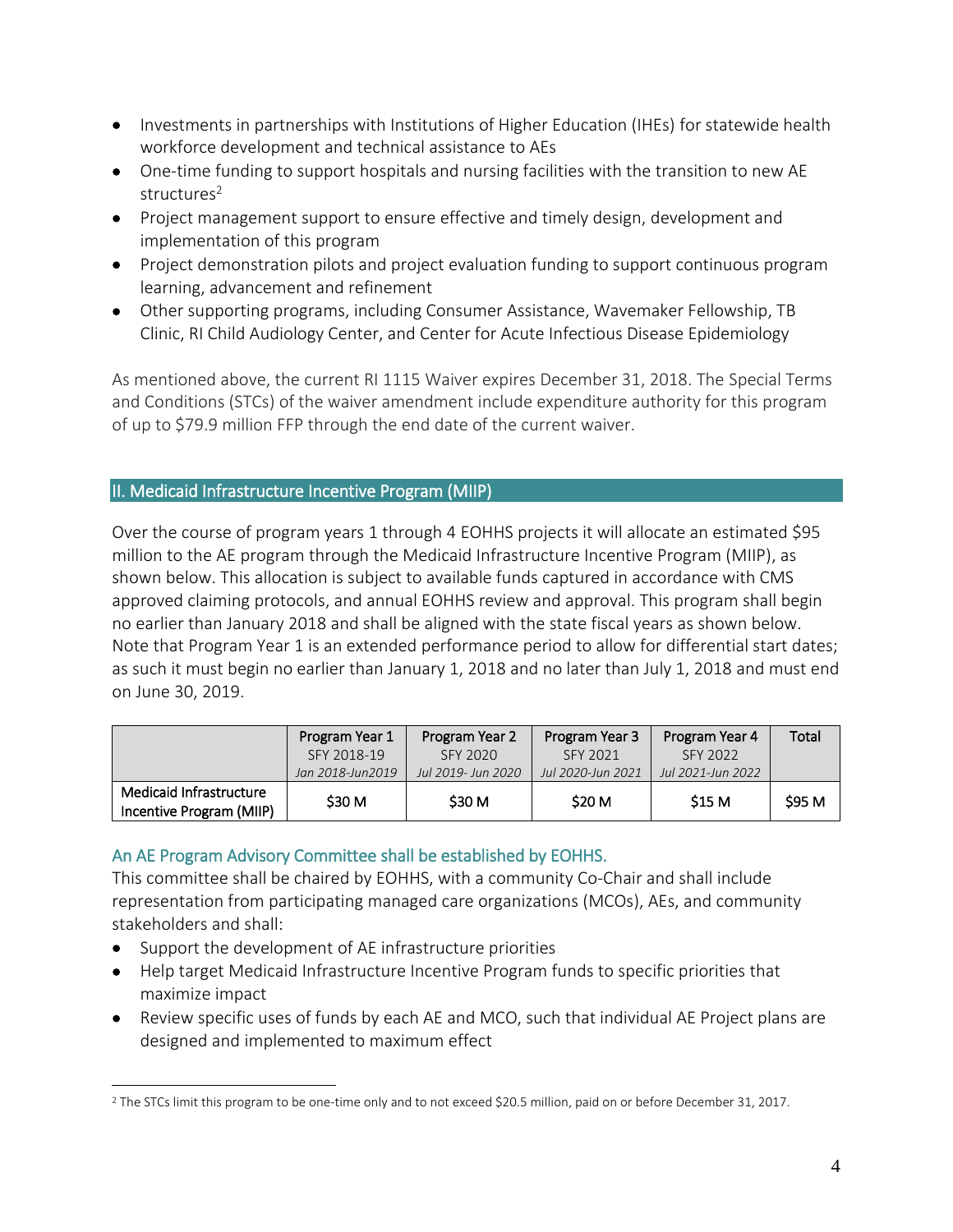- Investments in partnerships with Institutions of Higher Education (IHEs) for statewide health workforce development and technical assistance to AEs
- One-time funding to support hospitals and nursing facilities with the transition to new AE structures[2]
- Project management support to ensure effective and timely design, development and implementation of this program
- Project demonstration pilots and project evaluation funding to support continuous program learning, advancement and refinement
- Other supporting programs, including Consumer Assistance, Wavemaker Fellowship, TB Clinic, RI Child Audiology Center, and Center for Acute Infectious Disease Epidemiology

As mentioned above, the current RI 1115 Waiver expires December 31, 2018. The Special Terms and Conditions (STCs) of the waiver amendment include expenditure authority for this program of up to $79.9 million FFP through the end date of the current waiver.

## II. Medicaid Infrastructure Incentive Program (MIIP)

Over the course of program years 1 through 4 EOHHS projects it will allocate an estimated $95 million to the AE program through the Medicaid Infrastructure Incentive Program (MIIP), as shown below. This allocation is subject to available funds captured in accordance with CMS approved claiming protocols, and annual EOHHS review and approval. This program shall begin no earlier than January 2018 and shall be aligned with the state fiscal years as shown below. Note that Program Year 1 is an extended performance period to allow for differential start dates; as such it must begin no earlier than January 1, 2018 and no later than July 1, 2018 and must end on June 30, 2019.

| | Program Year 1<br>SFY 2018-19<br>*Jan 2018-Jun2019* | Program Year 2<br>SFY 2020<br>*Jul 2019- Jun 2020* | Program Year 3<br>SFY 2021<br>*Jul 2020-Jun 2021* | Program Year 4<br>SFY 2022<br>*Jul 2021-Jun 2022* | Total |
|---|---|---|---|---|---|
| Medicaid Infrastructure Incentive Program (MIIP) | $30 M | $30 M | $20 M | $15 M | $95 M |

### An AE Program Advisory Committee shall be established by EOHHS.

This committee shall be chaired by EOHHS, with a community Co-Chair and shall include representation from participating managed care organizations (MCOs), AEs, and community stakeholders and shall:

- Support the development of AE infrastructure priorities
- Help target Medicaid Infrastructure Incentive Program funds to specific priorities that maximize impact
- Review specific uses of funds by each AE and MCO, such that individual AE Project plans are designed and implemented to maximum effect

[2] The STCs limit this program to be one-time only and to not exceed $20.5 million, paid on or before December 31, 2017.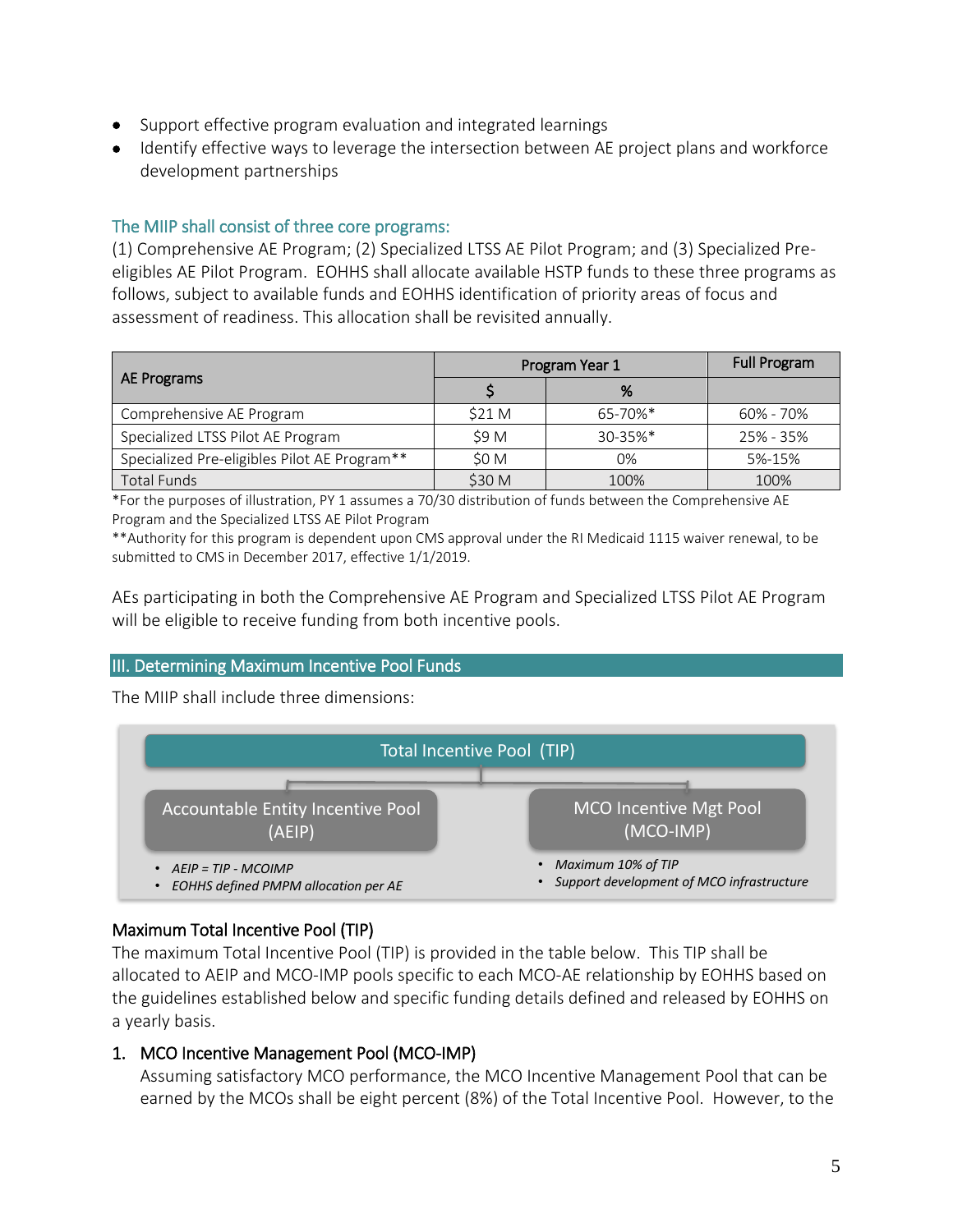- Support effective program evaluation and integrated learnings
- Identify effective ways to leverage the intersection between AE project plans and workforce development partnerships

### The MIIP shall consist of three core programs:

(1) Comprehensive AE Program; (2) Specialized LTSS AE Pilot Program; and (3) Specialized Pre-eligibles AE Pilot Program. EOHHS shall allocate available HSTP funds to these three programs as follows, subject to available funds and EOHHS identification of priority areas of focus and assessment of readiness. This allocation shall be revisited annually.

| AE Programs | Program Year 1 | | Full Program |
|---|---|---|---|
| | $ | % | |
| Comprehensive AE Program | $21 M | 65-70%* | 60% - 70% |
| Specialized LTSS Pilot AE Program | $9 M | 30-35%* | 25% - 35% |
| Specialized Pre-eligibles Pilot AE Program** | $0 M | 0% | 5%-15% |
| Total Funds | $30 M | 100% | 100% |

*For the purposes of illustration, PY 1 assumes a 70/30 distribution of funds between the Comprehensive AE Program and the Specialized LTSS AE Pilot Program

**Authority for this program is dependent upon CMS approval under the RI Medicaid 1115 waiver renewal, to be submitted to CMS in December 2017, effective 1/1/2019.

AEs participating in both the Comprehensive AE Program and Specialized LTSS Pilot AE Program will be eligible to receive funding from both incentive pools.

## III. Determining Maximum Incentive Pool Funds

The MIIP shall include three dimensions:

Total Incentive Pool (TIP)

Accountable Entity Incentive Pool (AEIP)
- *AEIP = TIP - MCOIMP*
- *EOHHS defined PMPM allocation per AE*

MCO Incentive Mgt Pool (MCO-IMP)
- *Maximum 10% of TIP*
- *Support development of MCO infrastructure*

### Maximum Total Incentive Pool (TIP)

The maximum Total Incentive Pool (TIP) is provided in the table below. This TIP shall be allocated to AEIP and MCO-IMP pools specific to each MCO-AE relationship by EOHHS based on the guidelines established below and specific funding details defined and released by EOHHS on a yearly basis.

1. **MCO Incentive Management Pool (MCO-IMP)**

   Assuming satisfactory MCO performance, the MCO Incentive Management Pool that can be earned by the MCOs shall be eight percent (8%) of the Total Incentive Pool. However, to the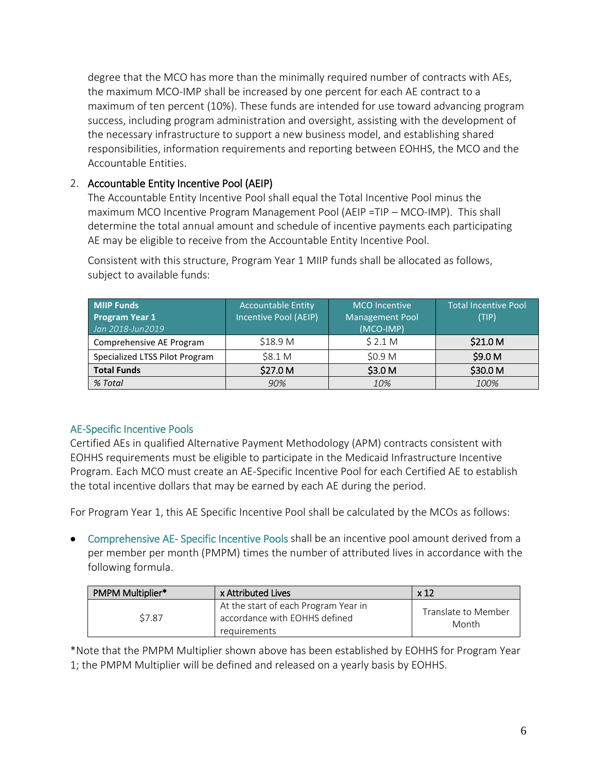degree that the MCO has more than the minimally required number of contracts with AEs, the maximum MCO-IMP shall be increased by one percent for each AE contract to a maximum of ten percent (10%). These funds are intended for use toward advancing program success, including program administration and oversight, assisting with the development of the necessary infrastructure to support a new business model, and establishing shared responsibilities, information requirements and reporting between EOHHS, the MCO and the Accountable Entities.

2. Accountable Entity Incentive Pool (AEIP)
   The Accountable Entity Incentive Pool shall equal the Total Incentive Pool minus the maximum MCO Incentive Program Management Pool (AEIP =TIP – MCO-IMP). This shall determine the total annual amount and schedule of incentive payments each participating AE may be eligible to receive from the Accountable Entity Incentive Pool.

   Consistent with this structure, Program Year 1 MIIP funds shall be allocated as follows, subject to available funds:

| **MIIP Funds Program Year 1** *Jan 2018-Jun2019* | Accountable Entity Incentive Pool (AEIP) | MCO Incentive Management Pool (MCO-IMP) | Total Incentive Pool (TIP) |
|---|---|---|---|
| Comprehensive AE Program | $18.9 M | $ 2.1 M | $21.0 M |
| Specialized LTSS Pilot Program | $8.1 M | $0.9 M | $9.0 M |
| **Total Funds** | **$27.0 M** | **$3.0 M** | **$30.0 M** |
| *% Total* | *90%* | *10%* | *100%* |

## AE-Specific Incentive Pools

Certified AEs in qualified Alternative Payment Methodology (APM) contracts consistent with EOHHS requirements must be eligible to participate in the Medicaid Infrastructure Incentive Program. Each MCO must create an AE-Specific Incentive Pool for each Certified AE to establish the total incentive dollars that may be earned by each AE during the period.

For Program Year 1, this AE Specific Incentive Pool shall be calculated by the MCOs as follows:

- Comprehensive AE- Specific Incentive Pools shall be an incentive pool amount derived from a per member per month (PMPM) times the number of attributed lives in accordance with the following formula.

| PMPM Multiplier* | x Attributed Lives | x 12 |
|---|---|---|
| $7.87 | At the start of each Program Year in accordance with EOHHS defined requirements | Translate to Member Month |

*Note that the PMPM Multiplier shown above has been established by EOHHS for Program Year 1; the PMPM Multiplier will be defined and released on a yearly basis by EOHHS.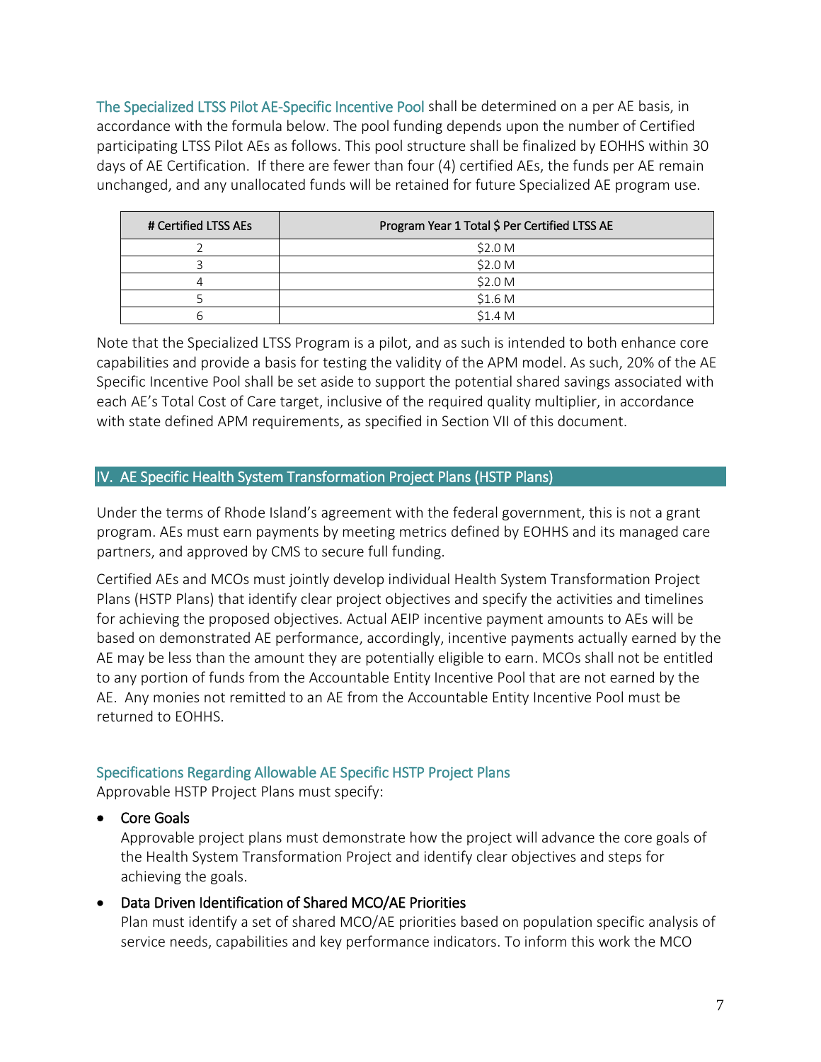The Specialized LTSS Pilot AE-Specific Incentive Pool shall be determined on a per AE basis, in accordance with the formula below. The pool funding depends upon the number of Certified participating LTSS Pilot AEs as follows. This pool structure shall be finalized by EOHHS within 30 days of AE Certification. If there are fewer than four (4) certified AEs, the funds per AE remain unchanged, and any unallocated funds will be retained for future Specialized AE program use.

| # Certified LTSS AEs | Program Year 1 Total $ Per Certified LTSS AE |
|---|---|
| 2 | $2.0 M |
| 3 | $2.0 M |
| 4 | $2.0 M |
| 5 | $1.6 M |
| 6 | $1.4 M |

Note that the Specialized LTSS Program is a pilot, and as such is intended to both enhance core capabilities and provide a basis for testing the validity of the APM model. As such, 20% of the AE Specific Incentive Pool shall be set aside to support the potential shared savings associated with each AE's Total Cost of Care target, inclusive of the required quality multiplier, in accordance with state defined APM requirements, as specified in Section VII of this document.

## IV. AE Specific Health System Transformation Project Plans (HSTP Plans)

Under the terms of Rhode Island's agreement with the federal government, this is not a grant program. AEs must earn payments by meeting metrics defined by EOHHS and its managed care partners, and approved by CMS to secure full funding.

Certified AEs and MCOs must jointly develop individual Health System Transformation Project Plans (HSTP Plans) that identify clear project objectives and specify the activities and timelines for achieving the proposed objectives. Actual AEIP incentive payment amounts to AEs will be based on demonstrated AE performance, accordingly, incentive payments actually earned by the AE may be less than the amount they are potentially eligible to earn. MCOs shall not be entitled to any portion of funds from the Accountable Entity Incentive Pool that are not earned by the AE. Any monies not remitted to an AE from the Accountable Entity Incentive Pool must be returned to EOHHS.

### Specifications Regarding Allowable AE Specific HSTP Project Plans

Approvable HSTP Project Plans must specify:

- Core Goals

  Approvable project plans must demonstrate how the project will advance the core goals of the Health System Transformation Project and identify clear objectives and steps for achieving the goals.

- Data Driven Identification of Shared MCO/AE Priorities

  Plan must identify a set of shared MCO/AE priorities based on population specific analysis of service needs, capabilities and key performance indicators. To inform this work the MCO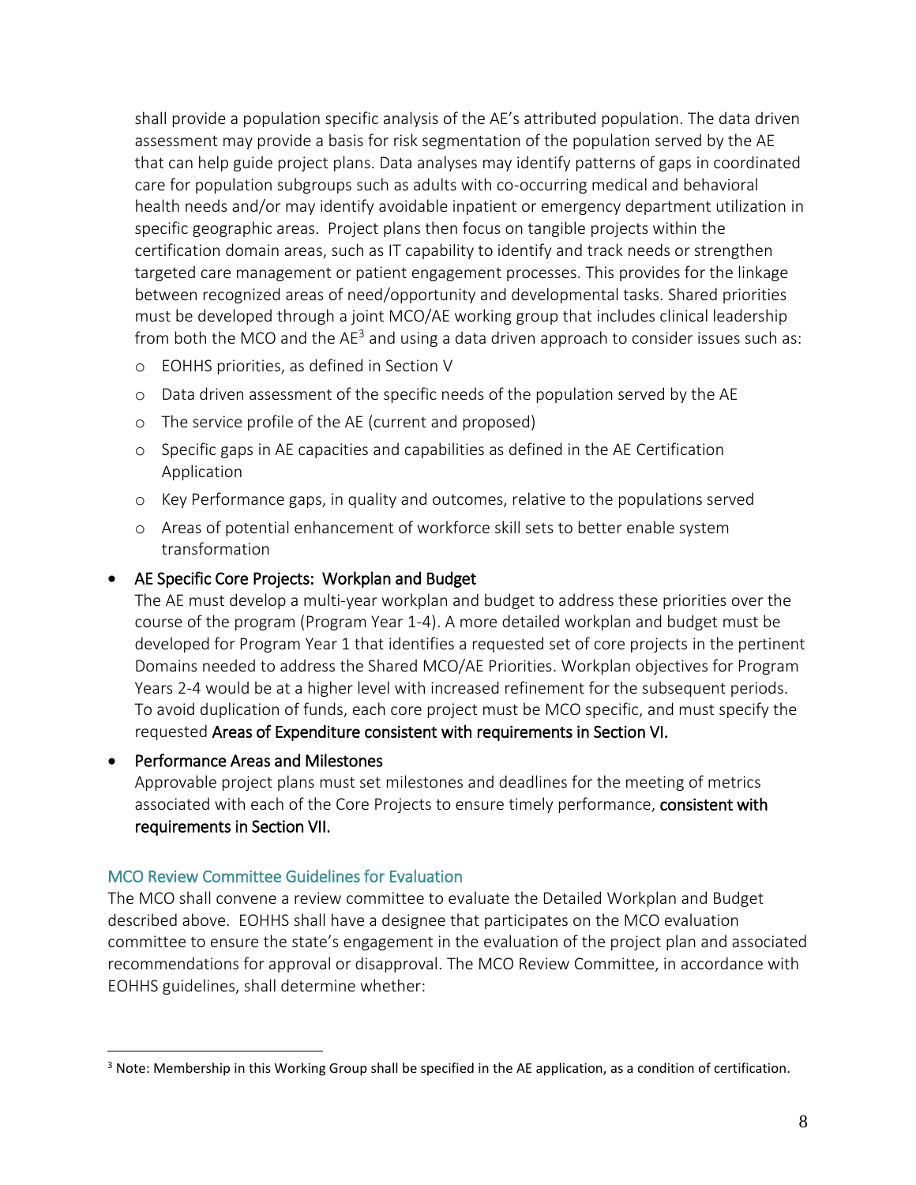shall provide a population specific analysis of the AE's attributed population. The data driven assessment may provide a basis for risk segmentation of the population served by the AE that can help guide project plans. Data analyses may identify patterns of gaps in coordinated care for population subgroups such as adults with co-occurring medical and behavioral health needs and/or may identify avoidable inpatient or emergency department utilization in specific geographic areas. Project plans then focus on tangible projects within the certification domain areas, such as IT capability to identify and track needs or strengthen targeted care management or patient engagement processes. This provides for the linkage between recognized areas of need/opportunity and developmental tasks. Shared priorities must be developed through a joint MCO/AE working group that includes clinical leadership from both the MCO and the AE[3] and using a data driven approach to consider issues such as:

- EOHHS priorities, as defined in Section V
- Data driven assessment of the specific needs of the population served by the AE
- The service profile of the AE (current and proposed)
- Specific gaps in AE capacities and capabilities as defined in the AE Certification Application
- Key Performance gaps, in quality and outcomes, relative to the populations served
- Areas of potential enhancement of workforce skill sets to better enable system transformation

- **AE Specific Core Projects: Workplan and Budget**
  The AE must develop a multi-year workplan and budget to address these priorities over the course of the program (Program Year 1-4). A more detailed workplan and budget must be developed for Program Year 1 that identifies a requested set of core projects in the pertinent Domains needed to address the Shared MCO/AE Priorities. Workplan objectives for Program Years 2-4 would be at a higher level with increased refinement for the subsequent periods. To avoid duplication of funds, each core project must be MCO specific, and must specify the requested **Areas of Expenditure consistent with requirements in Section VI.**

- **Performance Areas and Milestones**
  Approvable project plans must set milestones and deadlines for the meeting of metrics associated with each of the Core Projects to ensure timely performance, **consistent with requirements in Section VII.**

## MCO Review Committee Guidelines for Evaluation

The MCO shall convene a review committee to evaluate the Detailed Workplan and Budget described above. EOHHS shall have a designee that participates on the MCO evaluation committee to ensure the state's engagement in the evaluation of the project plan and associated recommendations for approval or disapproval. The MCO Review Committee, in accordance with EOHHS guidelines, shall determine whether:

[3] Note: Membership in this Working Group shall be specified in the AE application, as a condition of certification.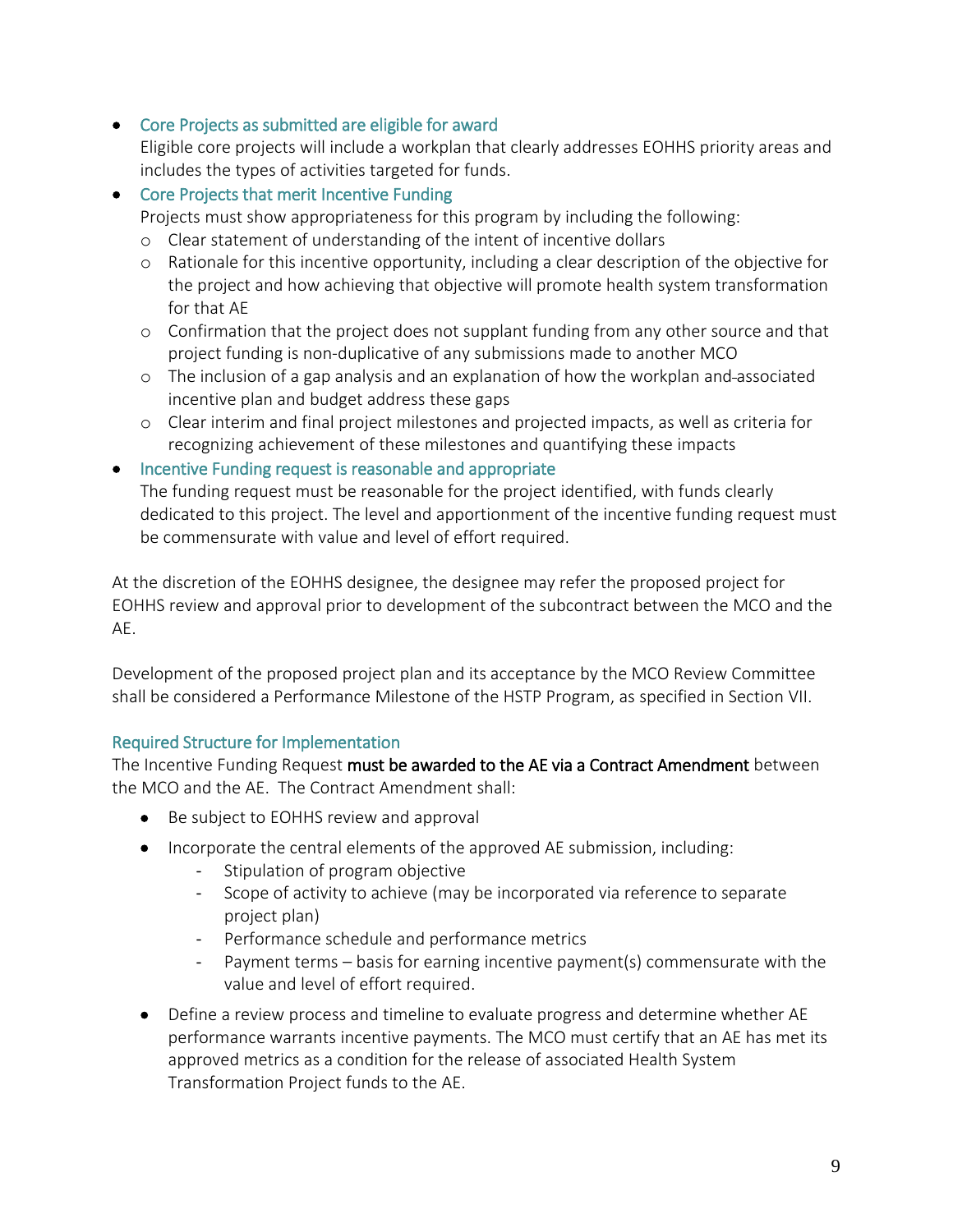- Core Projects as submitted are eligible for award
  Eligible core projects will include a workplan that clearly addresses EOHHS priority areas and includes the types of activities targeted for funds.
- Core Projects that merit Incentive Funding
  Projects must show appropriateness for this program by including the following:
  - Clear statement of understanding of the intent of incentive dollars
  - Rationale for this incentive opportunity, including a clear description of the objective for the project and how achieving that objective will promote health system transformation for that AE
  - Confirmation that the project does not supplant funding from any other source and that project funding is non-duplicative of any submissions made to another MCO
  - The inclusion of a gap analysis and an explanation of how the workplan and associated incentive plan and budget address these gaps
  - Clear interim and final project milestones and projected impacts, as well as criteria for recognizing achievement of these milestones and quantifying these impacts
- Incentive Funding request is reasonable and appropriate
  The funding request must be reasonable for the project identified, with funds clearly dedicated to this project. The level and apportionment of the incentive funding request must be commensurate with value and level of effort required.

At the discretion of the EOHHS designee, the designee may refer the proposed project for EOHHS review and approval prior to development of the subcontract between the MCO and the AE.

Development of the proposed project plan and its acceptance by the MCO Review Committee shall be considered a Performance Milestone of the HSTP Program, as specified in Section VII.

### Required Structure for Implementation

The Incentive Funding Request **must be awarded to the AE via a Contract Amendment** between the MCO and the AE. The Contract Amendment shall:

- Be subject to EOHHS review and approval
- Incorporate the central elements of the approved AE submission, including:
  - Stipulation of program objective
  - Scope of activity to achieve (may be incorporated via reference to separate project plan)
  - Performance schedule and performance metrics
  - Payment terms – basis for earning incentive payment(s) commensurate with the value and level of effort required.
- Define a review process and timeline to evaluate progress and determine whether AE performance warrants incentive payments. The MCO must certify that an AE has met its approved metrics as a condition for the release of associated Health System Transformation Project funds to the AE.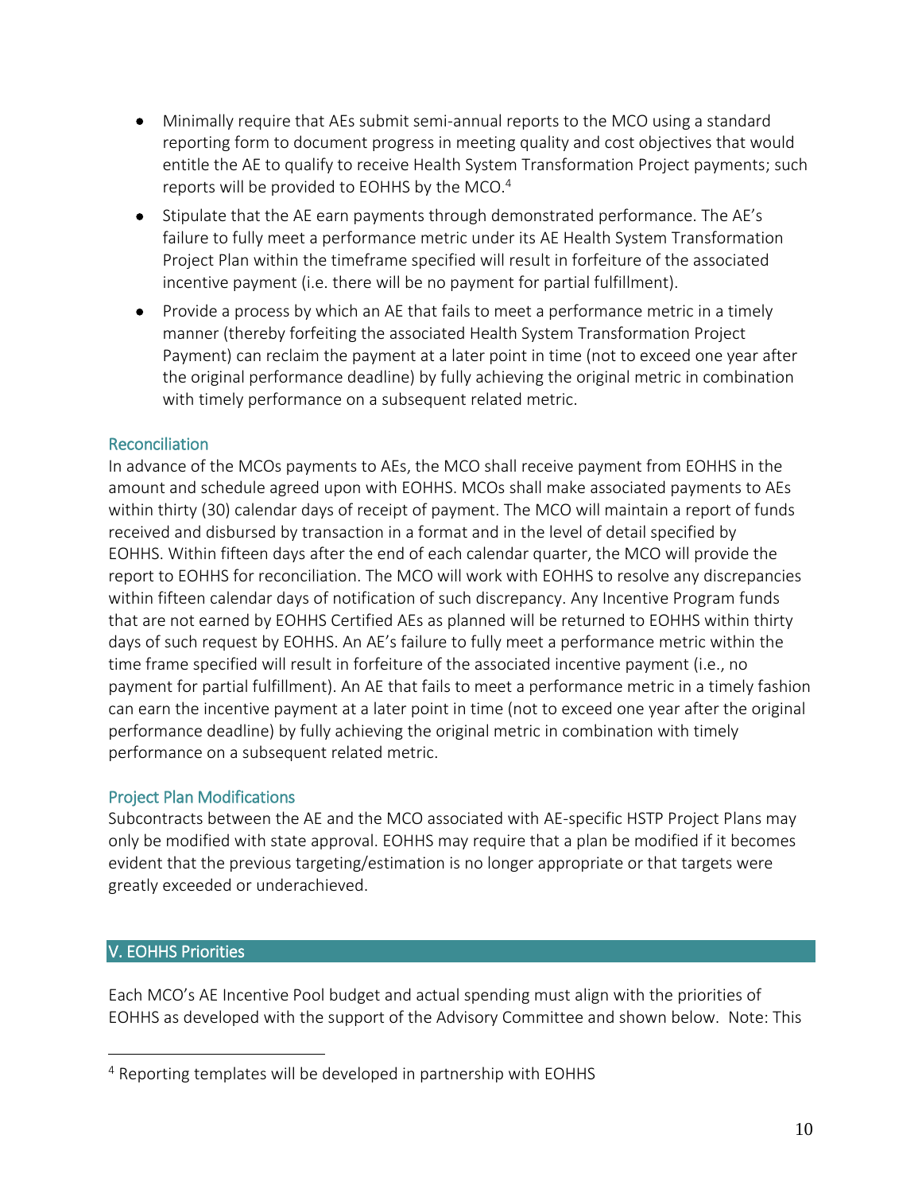- Minimally require that AEs submit semi-annual reports to the MCO using a standard reporting form to document progress in meeting quality and cost objectives that would entitle the AE to qualify to receive Health System Transformation Project payments; such reports will be provided to EOHHS by the MCO.[4]
- Stipulate that the AE earn payments through demonstrated performance. The AE's failure to fully meet a performance metric under its AE Health System Transformation Project Plan within the timeframe specified will result in forfeiture of the associated incentive payment (i.e. there will be no payment for partial fulfillment).
- Provide a process by which an AE that fails to meet a performance metric in a timely manner (thereby forfeiting the associated Health System Transformation Project Payment) can reclaim the payment at a later point in time (not to exceed one year after the original performance deadline) by fully achieving the original metric in combination with timely performance on a subsequent related metric.

### Reconciliation

In advance of the MCOs payments to AEs, the MCO shall receive payment from EOHHS in the amount and schedule agreed upon with EOHHS. MCOs shall make associated payments to AEs within thirty (30) calendar days of receipt of payment. The MCO will maintain a report of funds received and disbursed by transaction in a format and in the level of detail specified by EOHHS. Within fifteen days after the end of each calendar quarter, the MCO will provide the report to EOHHS for reconciliation. The MCO will work with EOHHS to resolve any discrepancies within fifteen calendar days of notification of such discrepancy. Any Incentive Program funds that are not earned by EOHHS Certified AEs as planned will be returned to EOHHS within thirty days of such request by EOHHS. An AE's failure to fully meet a performance metric within the time frame specified will result in forfeiture of the associated incentive payment (i.e., no payment for partial fulfillment). An AE that fails to meet a performance metric in a timely fashion can earn the incentive payment at a later point in time (not to exceed one year after the original performance deadline) by fully achieving the original metric in combination with timely performance on a subsequent related metric.

### Project Plan Modifications

Subcontracts between the AE and the MCO associated with AE-specific HSTP Project Plans may only be modified with state approval. EOHHS may require that a plan be modified if it becomes evident that the previous targeting/estimation is no longer appropriate or that targets were greatly exceeded or underachieved.

## V. EOHHS Priorities

Each MCO's AE Incentive Pool budget and actual spending must align with the priorities of EOHHS as developed with the support of the Advisory Committee and shown below. Note: This

[4] Reporting templates will be developed in partnership with EOHHS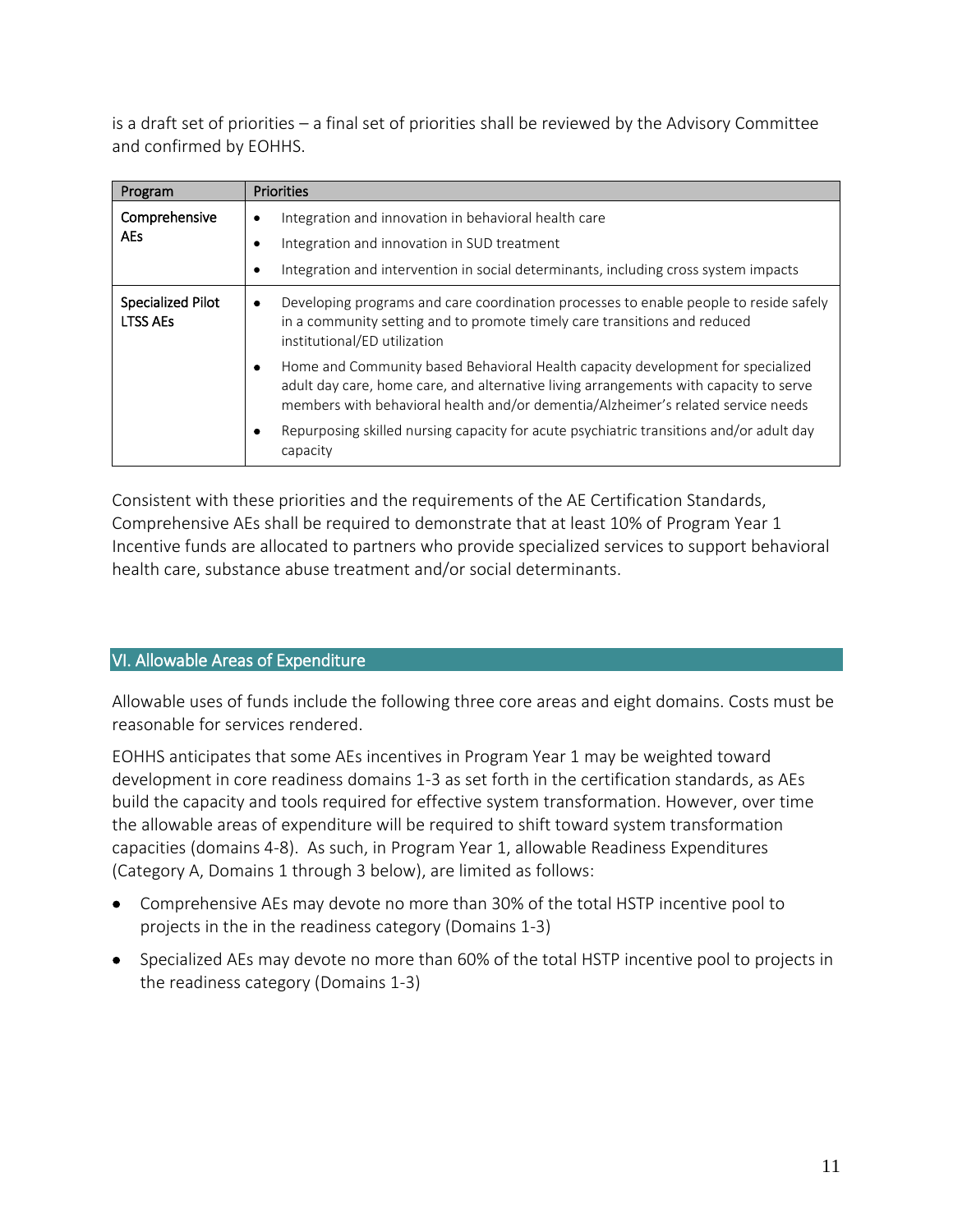is a draft set of priorities – a final set of priorities shall be reviewed by the Advisory Committee and confirmed by EOHHS.

| Program | Priorities |
|---|---|
| Comprehensive AEs | • Integration and innovation in behavioral health care<br>• Integration and innovation in SUD treatment<br>• Integration and intervention in social determinants, including cross system impacts |
| Specialized Pilot LTSS AEs | • Developing programs and care coordination processes to enable people to reside safely in a community setting and to promote timely care transitions and reduced institutional/ED utilization<br>• Home and Community based Behavioral Health capacity development for specialized adult day care, home care, and alternative living arrangements with capacity to serve members with behavioral health and/or dementia/Alzheimer's related service needs<br>• Repurposing skilled nursing capacity for acute psychiatric transitions and/or adult day capacity |

Consistent with these priorities and the requirements of the AE Certification Standards, Comprehensive AEs shall be required to demonstrate that at least 10% of Program Year 1 Incentive funds are allocated to partners who provide specialized services to support behavioral health care, substance abuse treatment and/or social determinants.

## VI. Allowable Areas of Expenditure

Allowable uses of funds include the following three core areas and eight domains. Costs must be reasonable for services rendered.

EOHHS anticipates that some AEs incentives in Program Year 1 may be weighted toward development in core readiness domains 1-3 as set forth in the certification standards, as AEs build the capacity and tools required for effective system transformation. However, over time the allowable areas of expenditure will be required to shift toward system transformation capacities (domains 4-8). As such, in Program Year 1, allowable Readiness Expenditures (Category A, Domains 1 through 3 below), are limited as follows:

- Comprehensive AEs may devote no more than 30% of the total HSTP incentive pool to projects in the in the readiness category (Domains 1-3)
- Specialized AEs may devote no more than 60% of the total HSTP incentive pool to projects in the readiness category (Domains 1-3)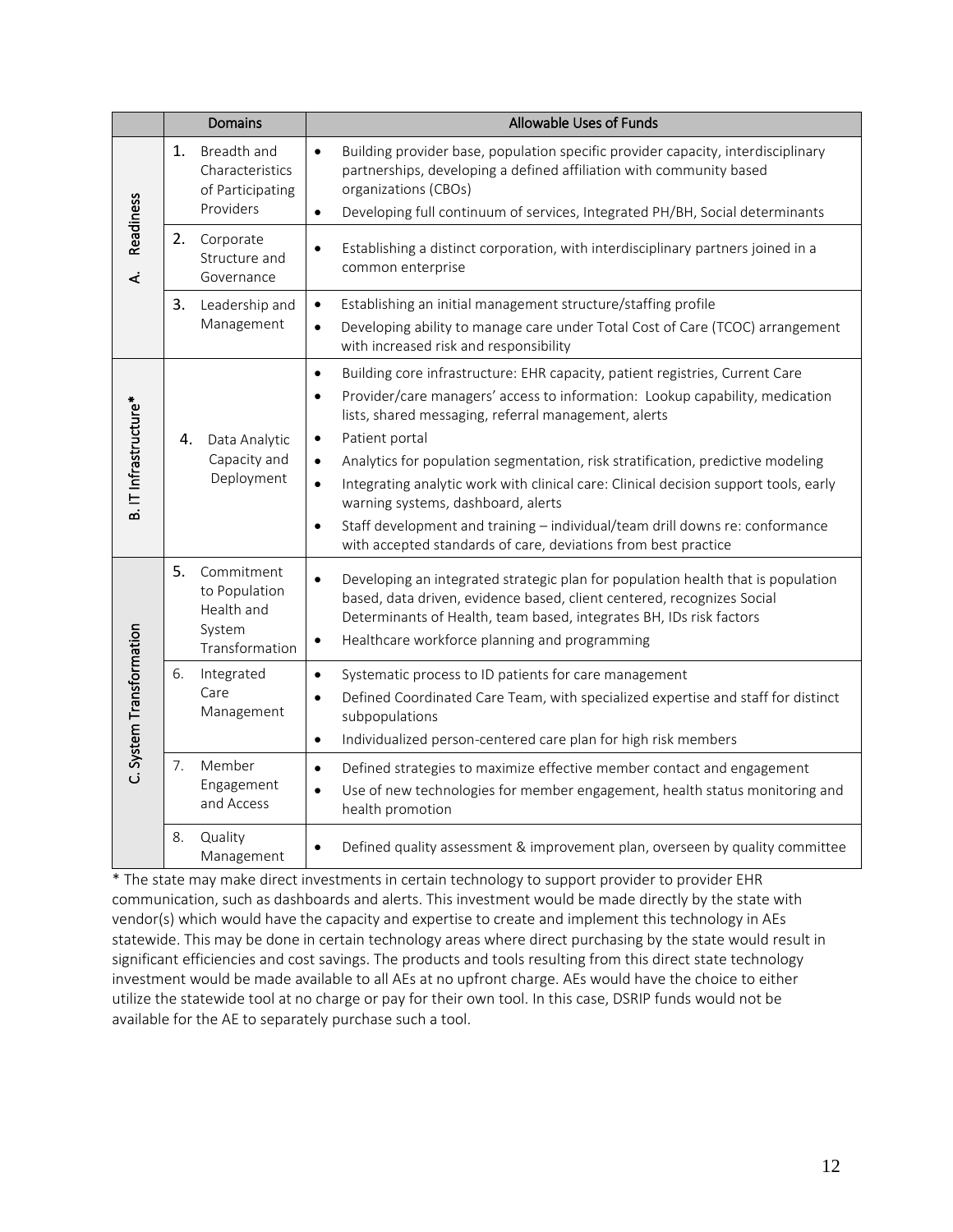| | Domains | Allowable Uses of Funds |
|---|---|---|
| A. Readiness | 1. Breadth and Characteristics of Participating Providers | • Building provider base, population specific provider capacity, interdisciplinary partnerships, developing a defined affiliation with community based organizations (CBOs)<br>• Developing full continuum of services, Integrated PH/BH, Social determinants |
| | 2. Corporate Structure and Governance | • Establishing a distinct corporation, with interdisciplinary partners joined in a common enterprise |
| | 3. Leadership and Management | • Establishing an initial management structure/staffing profile<br>• Developing ability to manage care under Total Cost of Care (TCOC) arrangement with increased risk and responsibility |
| B. IT Infrastructure* | 4. Data Analytic Capacity and Deployment | • Building core infrastructure: EHR capacity, patient registries, Current Care<br>• Provider/care managers' access to information: Lookup capability, medication lists, shared messaging, referral management, alerts<br>• Patient portal<br>• Analytics for population segmentation, risk stratification, predictive modeling<br>• Integrating analytic work with clinical care: Clinical decision support tools, early warning systems, dashboard, alerts<br>• Staff development and training – individual/team drill downs re: conformance with accepted standards of care, deviations from best practice |
| C. System Transformation | 5. Commitment to Population Health and System Transformation | • Developing an integrated strategic plan for population health that is population based, data driven, evidence based, client centered, recognizes Social Determinants of Health, team based, integrates BH, IDs risk factors<br>• Healthcare workforce planning and programming |
| | 6. Integrated Care Management | • Systematic process to ID patients for care management<br>• Defined Coordinated Care Team, with specialized expertise and staff for distinct subpopulations<br>• Individualized person-centered care plan for high risk members |
| | 7. Member Engagement and Access | • Defined strategies to maximize effective member contact and engagement<br>• Use of new technologies for member engagement, health status monitoring and health promotion |
| | 8. Quality Management | • Defined quality assessment & improvement plan, overseen by quality committee |

* The state may make direct investments in certain technology to support provider to provider EHR communication, such as dashboards and alerts. This investment would be made directly by the state with vendor(s) which would have the capacity and expertise to create and implement this technology in AEs statewide. This may be done in certain technology areas where direct purchasing by the state would result in significant efficiencies and cost savings. The products and tools resulting from this direct state technology investment would be made available to all AEs at no upfront charge. AEs would have the choice to either utilize the statewide tool at no charge or pay for their own tool. In this case, DSRIP funds would not be available for the AE to separately purchase such a tool.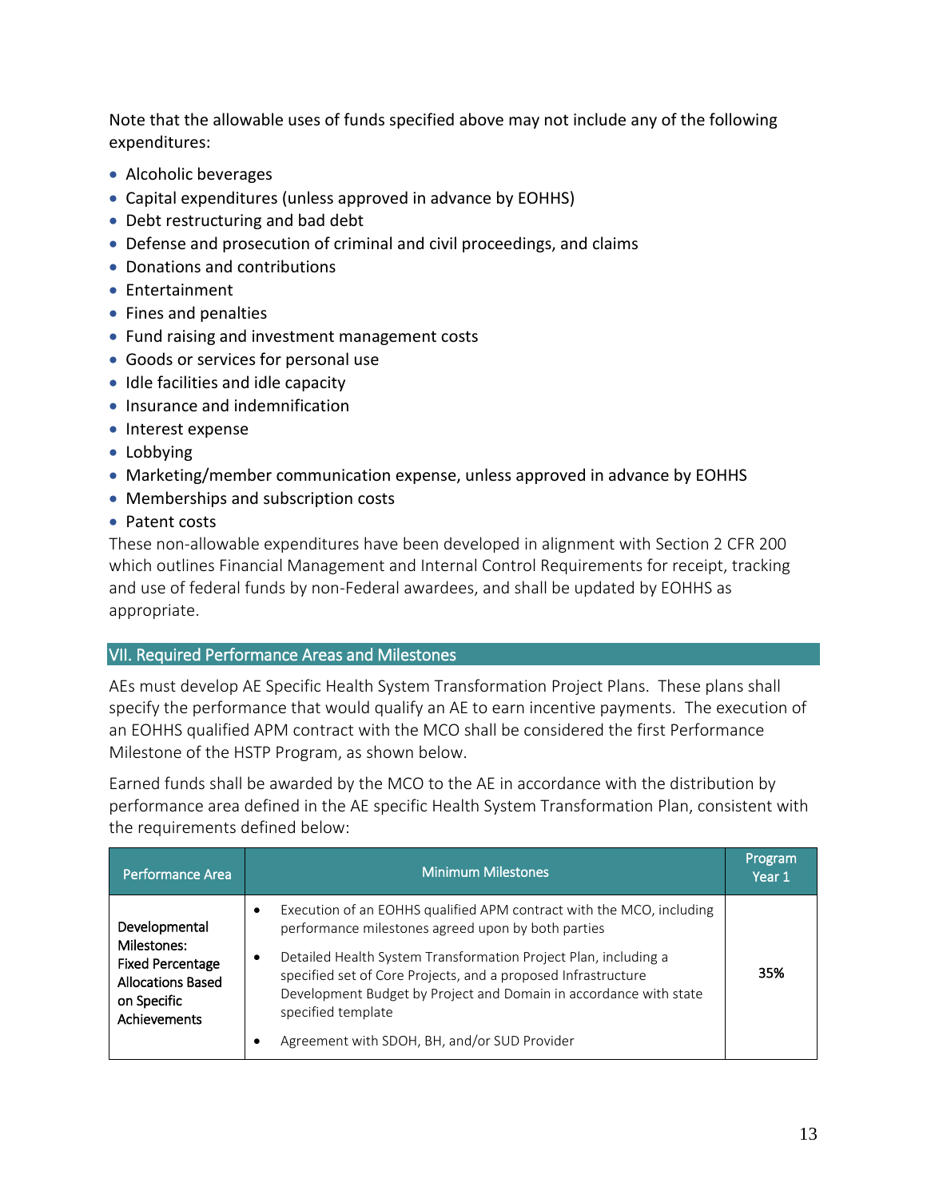Note that the allowable uses of funds specified above may not include any of the following expenditures:

- Alcoholic beverages
- Capital expenditures (unless approved in advance by EOHHS)
- Debt restructuring and bad debt
- Defense and prosecution of criminal and civil proceedings, and claims
- Donations and contributions
- Entertainment
- Fines and penalties
- Fund raising and investment management costs
- Goods or services for personal use
- Idle facilities and idle capacity
- Insurance and indemnification
- Interest expense
- Lobbying
- Marketing/member communication expense, unless approved in advance by EOHHS
- Memberships and subscription costs
- Patent costs

These non-allowable expenditures have been developed in alignment with Section 2 CFR 200 which outlines Financial Management and Internal Control Requirements for receipt, tracking and use of federal funds by non-Federal awardees, and shall be updated by EOHHS as appropriate.

## VII. Required Performance Areas and Milestones

AEs must develop AE Specific Health System Transformation Project Plans. These plans shall specify the performance that would qualify an AE to earn incentive payments. The execution of an EOHHS qualified APM contract with the MCO shall be considered the first Performance Milestone of the HSTP Program, as shown below.

Earned funds shall be awarded by the MCO to the AE in accordance with the distribution by performance area defined in the AE specific Health System Transformation Plan, consistent with the requirements defined below:

| Performance Area | Minimum Milestones | Program Year 1 |
|---|---|---|
| Developmental Milestones: Fixed Percentage Allocations Based on Specific Achievements | • Execution of an EOHHS qualified APM contract with the MCO, including performance milestones agreed upon by both parties<br>• Detailed Health System Transformation Project Plan, including a specified set of Core Projects, and a proposed Infrastructure Development Budget by Project and Domain in accordance with state specified template<br>• Agreement with SDOH, BH, and/or SUD Provider | 35% |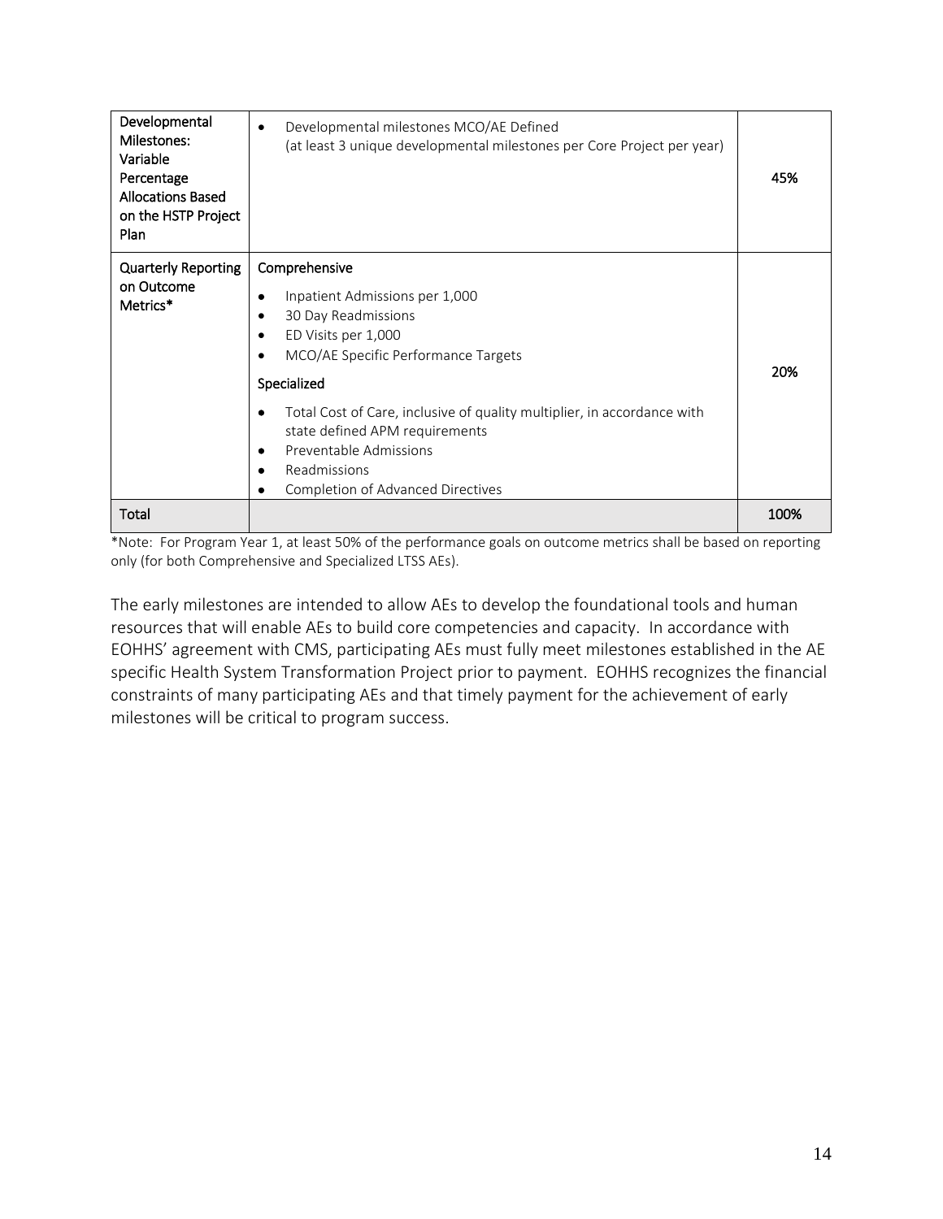| | | |
|---|---|---|
| **Developmental Milestones: Variable Percentage Allocations Based on the HSTP Project Plan** | • Developmental milestones MCO/AE Defined (at least 3 unique developmental milestones per Core Project per year) | **45%** |
| **Quarterly Reporting on Outcome Metrics*** | **Comprehensive**<br>• Inpatient Admissions per 1,000<br>• 30 Day Readmissions<br>• ED Visits per 1,000<br>• MCO/AE Specific Performance Targets<br>**Specialized**<br>• Total Cost of Care, inclusive of quality multiplier, in accordance with state defined APM requirements<br>• Preventable Admissions<br>• Readmissions<br>• Completion of Advanced Directives | **20%** |
| **Total** | | **100%** |

*Note: For Program Year 1, at least 50% of the performance goals on outcome metrics shall be based on reporting only (for both Comprehensive and Specialized LTSS AEs).

The early milestones are intended to allow AEs to develop the foundational tools and human resources that will enable AEs to build core competencies and capacity. In accordance with EOHHS' agreement with CMS, participating AEs must fully meet milestones established in the AE specific Health System Transformation Project prior to payment. EOHHS recognizes the financial constraints of many participating AEs and that timely payment for the achievement of early milestones will be critical to program success.